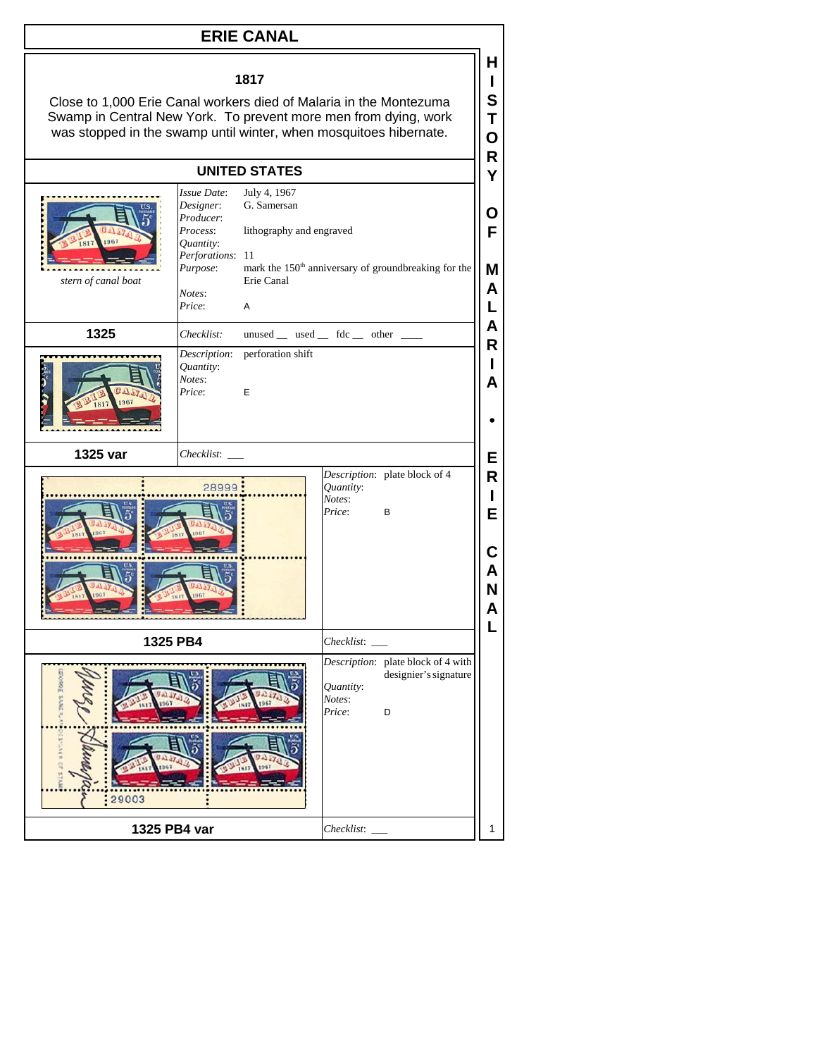# ERIE CANAL

## 1817

Close to 1,000 Erie Canal workers died of Malaria in the Montezuma Swamp in Central New York. To prevent more men from dying, work was stopped in the swamp until winter, when mosquitoes hibernate.

## UNITED STATES

stern of canal boat

*Issue Date*: July 4, 1967
*Designer*: G. Samersan
*Producer*:
*Process*: lithography and engraved
*Quantity*:
*Perforations*: 11
*Purpose*: mark the 150th anniversary of groundbreaking for the Erie Canal
*Notes*:
*Price*: A

**1325**

*Checklist*: unused __ used __ fdc __ other ____

*Description*: perforation shift
*Quantity*:
*Notes*:
*Price*: E

**1325 var**

*Checklist*: ___

*Description*: plate block of 4
*Quantity*:
*Notes*:
*Price*: B

**1325 PB4**

*Checklist*: ___

*Description*: plate block of 4 with designier's signature
*Quantity*:
*Notes*:
*Price*: D

**1325 PB4 var**

*Checklist*: ___

HISTORY OF MALARIA • ERIE CANAL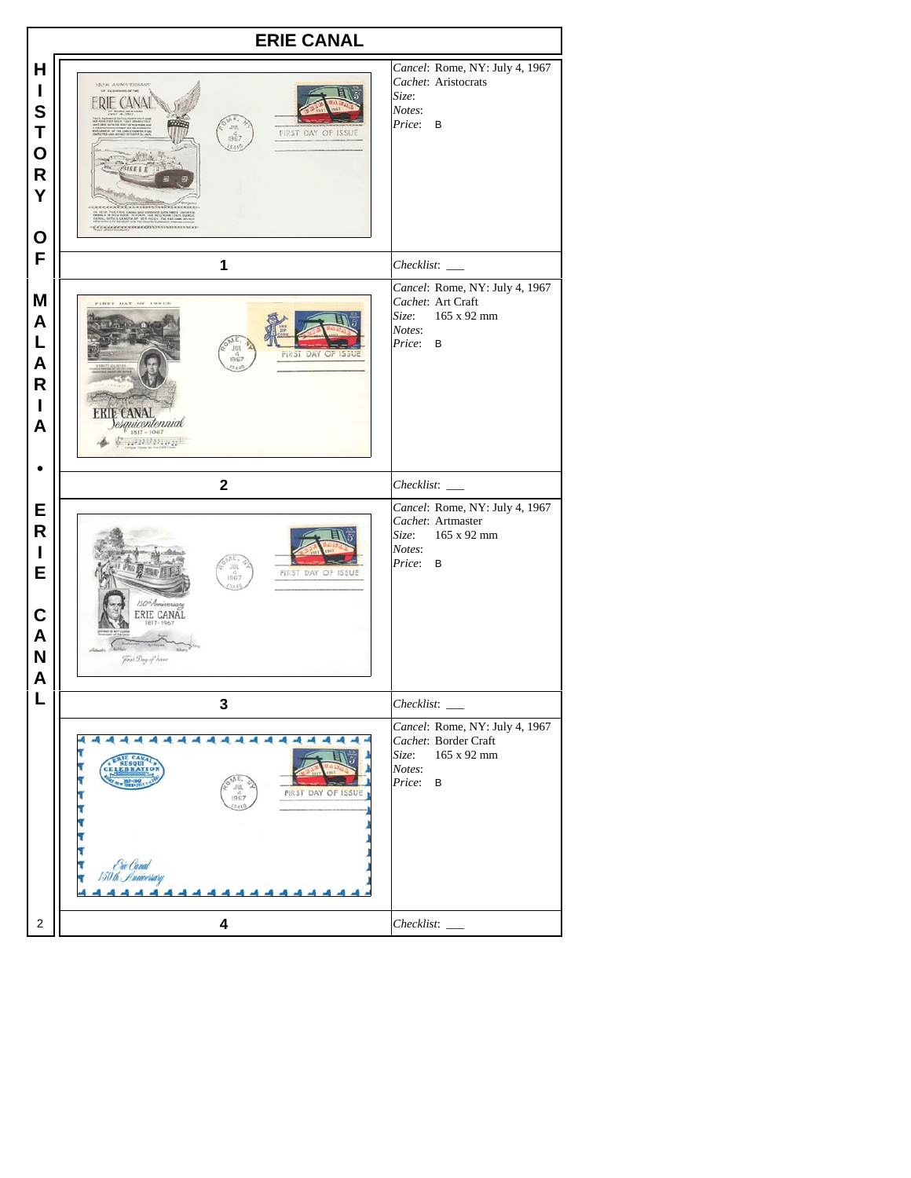# ERIE CANAL

HISTORY OF MALARIA • ERIE CANAL

| # | Details |
|---|---|
| 1 | *Cancel*: Rome, NY: July 4, 1967<br>*Cachet*: Aristocrats<br>*Size*:<br>*Notes*:<br>*Price*: B<br>*Checklist*: ___ |
| 2 | *Cancel*: Rome, NY: July 4, 1967<br>*Cachet*: Art Craft<br>*Size*: 165 x 92 mm<br>*Notes*:<br>*Price*: B<br>*Checklist*: ___ |
| 3 | *Cancel*: Rome, NY: July 4, 1967<br>*Cachet*: Artmaster<br>*Size*: 165 x 92 mm<br>*Notes*:<br>*Price*: B<br>*Checklist*: ___ |
| 4 | *Cancel*: Rome, NY: July 4, 1967<br>*Cachet*: Border Craft<br>*Size*: 165 x 92 mm<br>*Notes*:<br>*Price*: B<br>*Checklist*: ___ |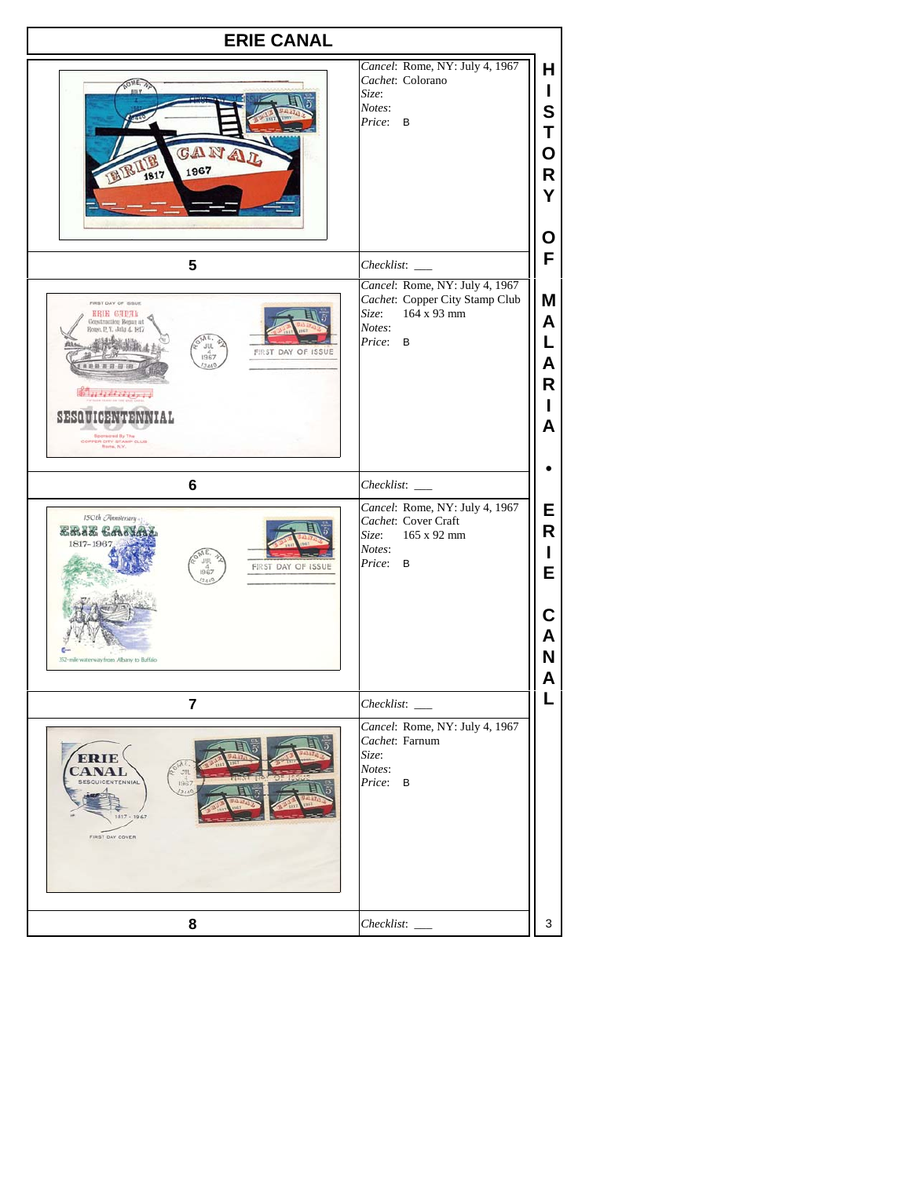# ERIE CANAL

| Item | Details |
| --- | --- |
| 5 | *Cancel*: Rome, NY: July 4, 1967<br>*Cachet*: Colorano<br>*Size*:<br>*Notes*:<br>*Price*: B<br>*Checklist*: ___ |
| 6 | *Cancel*: Rome, NY: July 4, 1967<br>*Cachet*: Copper City Stamp Club<br>*Size*: 164 x 93 mm<br>*Notes*:<br>*Price*: B<br>*Checklist*: ___ |
| 7 | *Cancel*: Rome, NY: July 4, 1967<br>*Cachet*: Cover Craft<br>*Size*: 165 x 92 mm<br>*Notes*:<br>*Price*: B<br>*Checklist*: ___ |
| 8 | *Cancel*: Rome, NY: July 4, 1967<br>*Cachet*: Farnum<br>*Size*:<br>*Notes*:<br>*Price*: B<br>*Checklist*: ___ |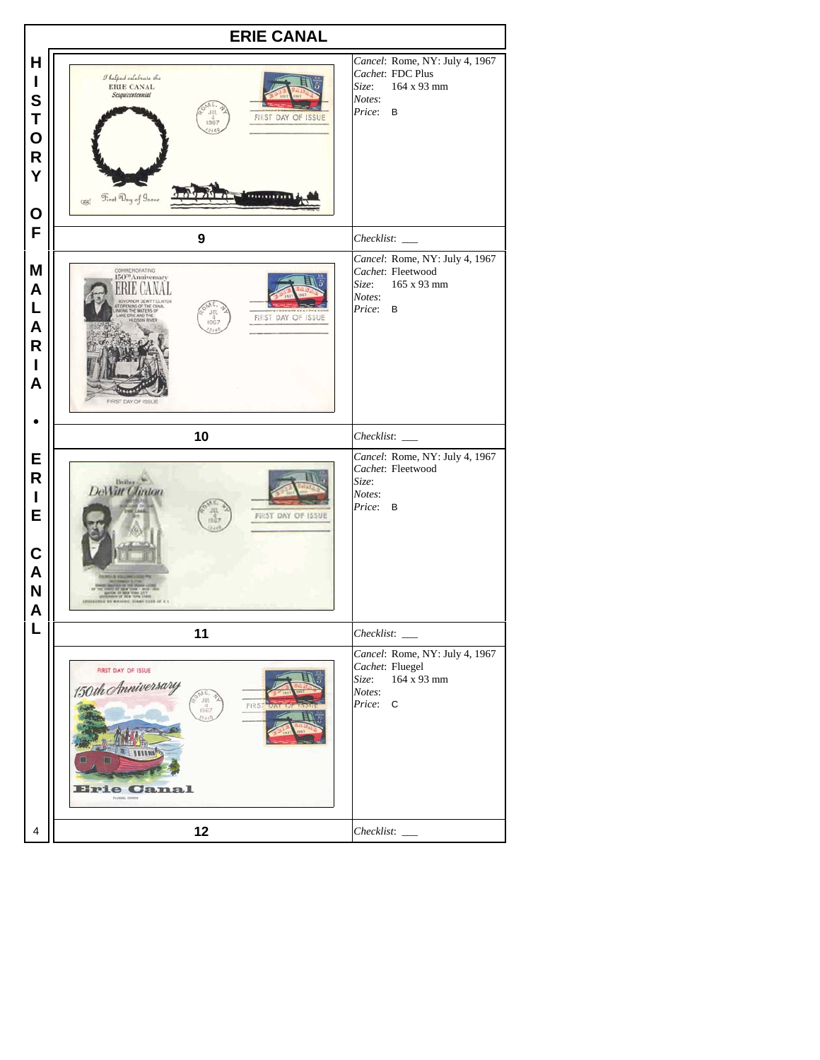# ERIE CANAL

HISTORY OF MALARIA • ERIE CANAL

| # | Details |
| --- | --- |
| 9 | *Cancel*: Rome, NY: July 4, 1967<br>*Cachet*: FDC Plus<br>*Size*: 164 x 93 mm<br>*Notes*:<br>*Price*: B<br>*Checklist*: ___ |
| 10 | *Cancel*: Rome, NY: July 4, 1967<br>*Cachet*: Fleetwood<br>*Size*: 165 x 93 mm<br>*Notes*:<br>*Price*: B<br>*Checklist*: ___ |
| 11 | *Cancel*: Rome, NY: July 4, 1967<br>*Cachet*: Fleetwood<br>*Size*:<br>*Notes*:<br>*Price*: B<br>*Checklist*: ___ |
| 12 | *Cancel*: Rome, NY: July 4, 1967<br>*Cachet*: Fluegel<br>*Size*: 164 x 93 mm<br>*Notes*:<br>*Price*: C<br>*Checklist*: ___ |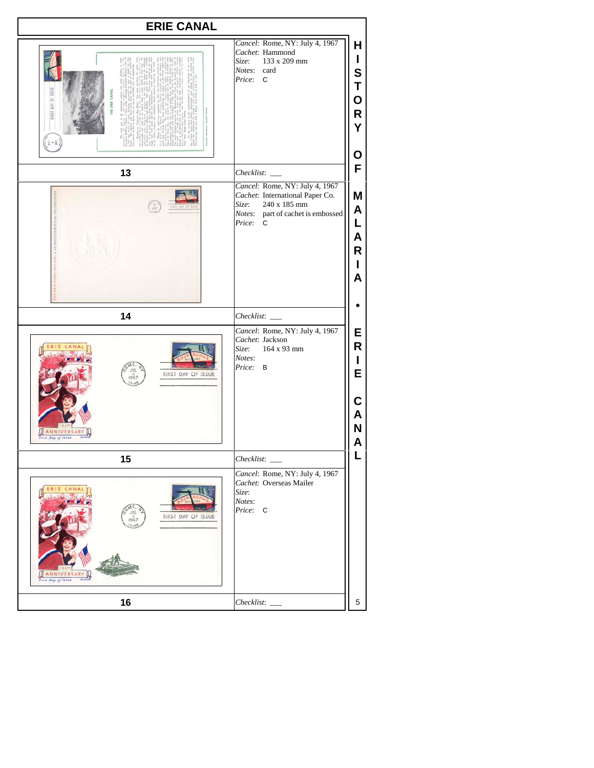# ERIE CANAL

| No. | Details |
|---|---|
| 13 | *Cancel*: Rome, NY: July 4, 1967<br>*Cachet*: Hammond<br>*Size*: 133 x 209 mm<br>*Notes*: card<br>*Price*: C<br>*Checklist*: ___ |
| 14 | *Cancel*: Rome, NY: July 4, 1967<br>*Cachet*: International Paper Co.<br>*Size*: 240 x 185 mm<br>*Notes*: part of cachet is embossed<br>*Price*: C<br>*Checklist*: ___ |
| 15 | *Cancel*: Rome, NY: July 4, 1967<br>*Cachet*: Jackson<br>*Size*: 164 x 93 mm<br>*Notes*:<br>*Price*: B<br>*Checklist*: ___ |
| 16 | *Cancel*: Rome, NY: July 4, 1967<br>*Cachet*: Overseas Mailer<br>*Size*:<br>*Notes*:<br>*Price*: C<br>*Checklist*: ___ |

HISTORY OF MALARIA • ERIE CANAL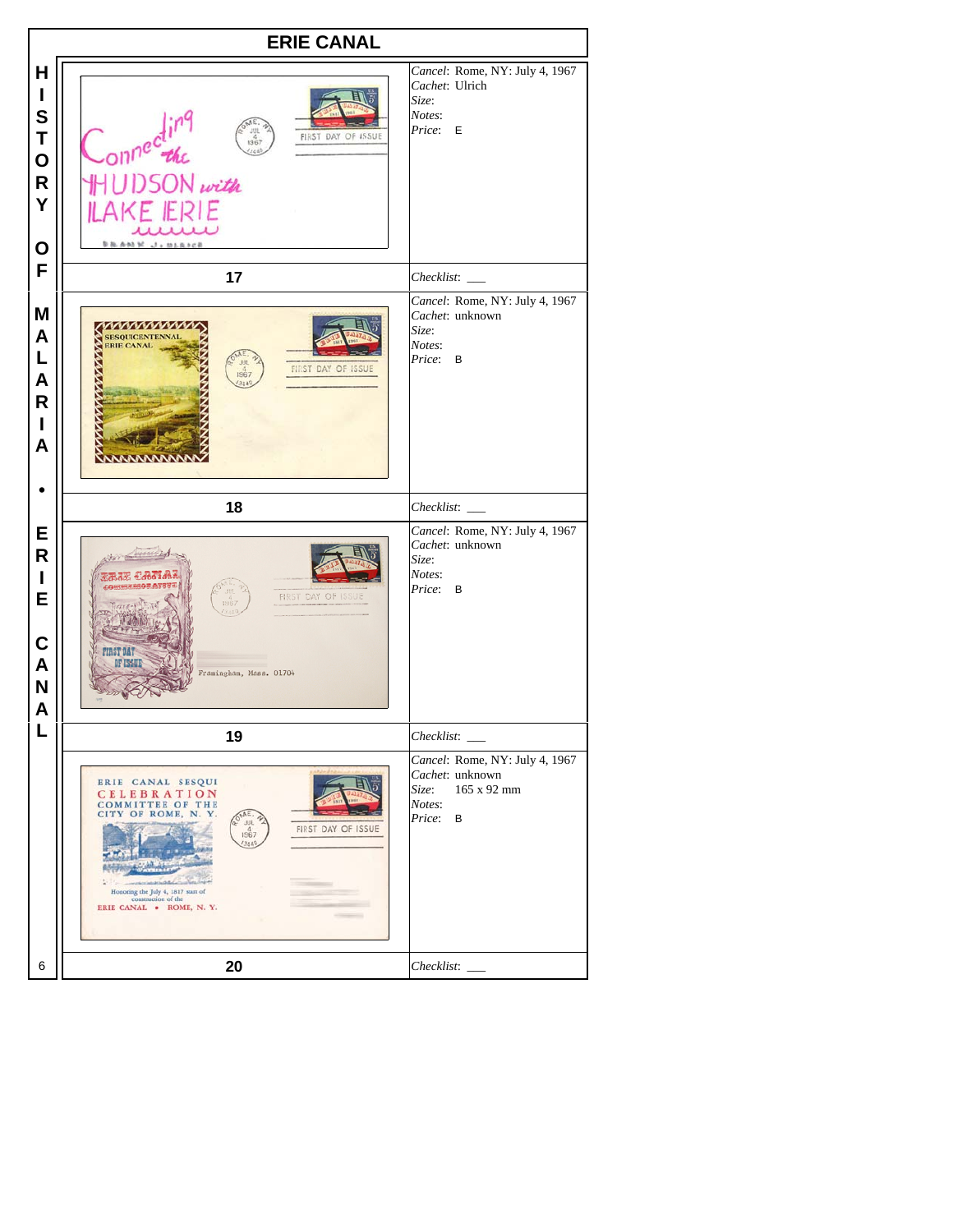# ERIE CANAL

| # | Details |
|---|---|
| 17 | *Cancel*: Rome, NY: July 4, 1967<br>*Cachet*: Ulrich<br>*Size*:<br>*Notes*:<br>*Price*: E<br>*Checklist*: ___ |
| 18 | *Cancel*: Rome, NY: July 4, 1967<br>*Cachet*: unknown<br>*Size*:<br>*Notes*:<br>*Price*: B<br>*Checklist*: ___ |
| 19 | *Cancel*: Rome, NY: July 4, 1967<br>*Cachet*: unknown<br>*Size*:<br>*Notes*:<br>*Price*: B<br>*Checklist*: ___ |
| 20 | *Cancel*: Rome, NY: July 4, 1967<br>*Cachet*: unknown<br>*Size*: 165 x 92 mm<br>*Notes*:<br>*Price*: B<br>*Checklist*: ___ |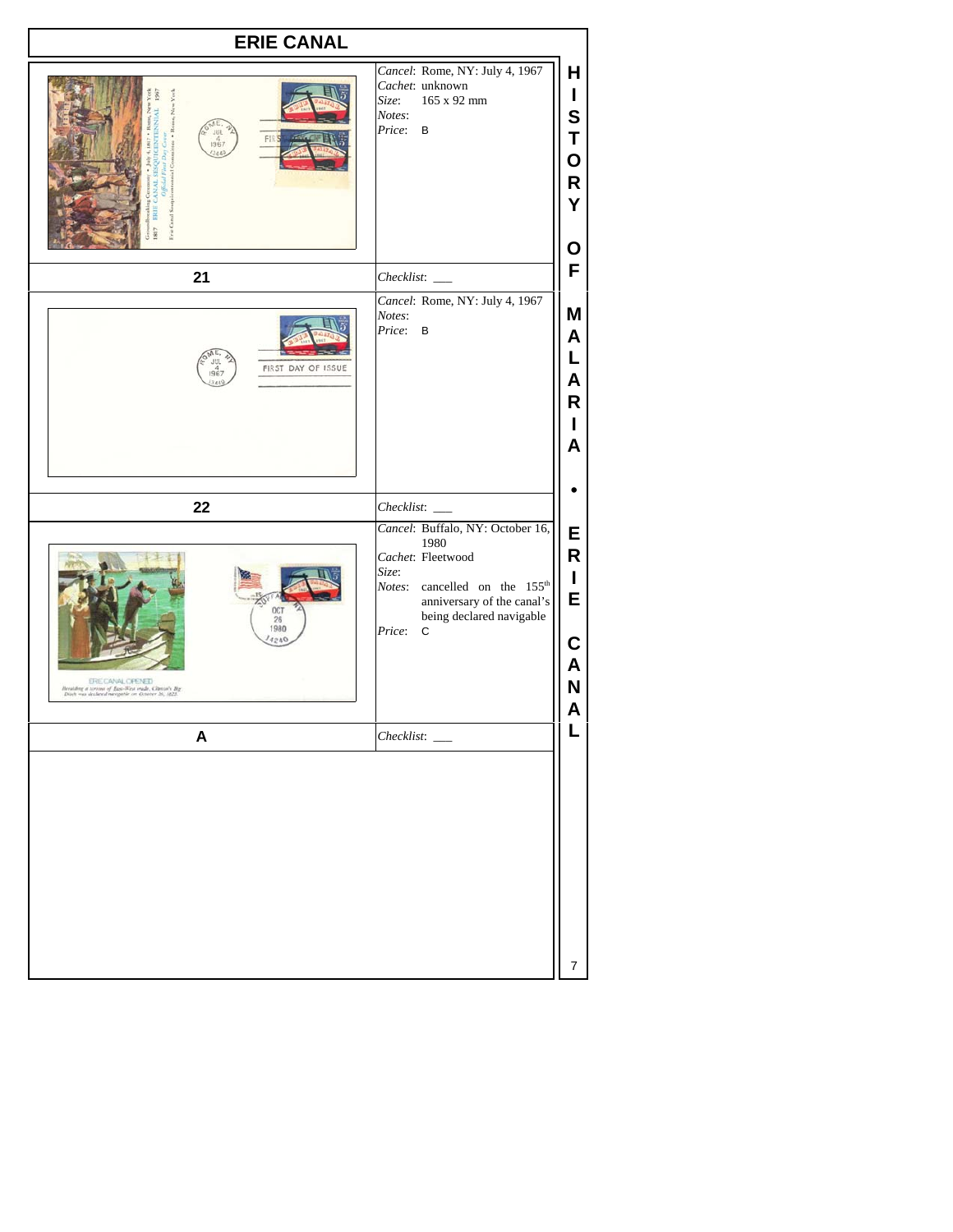# ERIE CANAL

| 21 | |
|---|---|
| | *Cancel*: Rome, NY: July 4, 1967<br>*Cachet*: unknown<br>*Size*: 165 x 92 mm<br>*Notes*:<br>*Price*: B |
| | *Checklist*: ___ |

| 22 | |
|---|---|
| | *Cancel*: Rome, NY: July 4, 1967<br>*Notes*:<br>*Price*: B |
| | *Checklist*: ___ |

| A | |
|---|---|
| | *Cancel*: Buffalo, NY: October 16, 1980<br>*Cachet*: Fleetwood<br>*Size*:<br>*Notes*: cancelled on the 155th anniversary of the canal's being declared navigable<br>*Price*: C |
| | *Checklist*: ___ |

HISTORY OF MALARIA • ERIE CANAL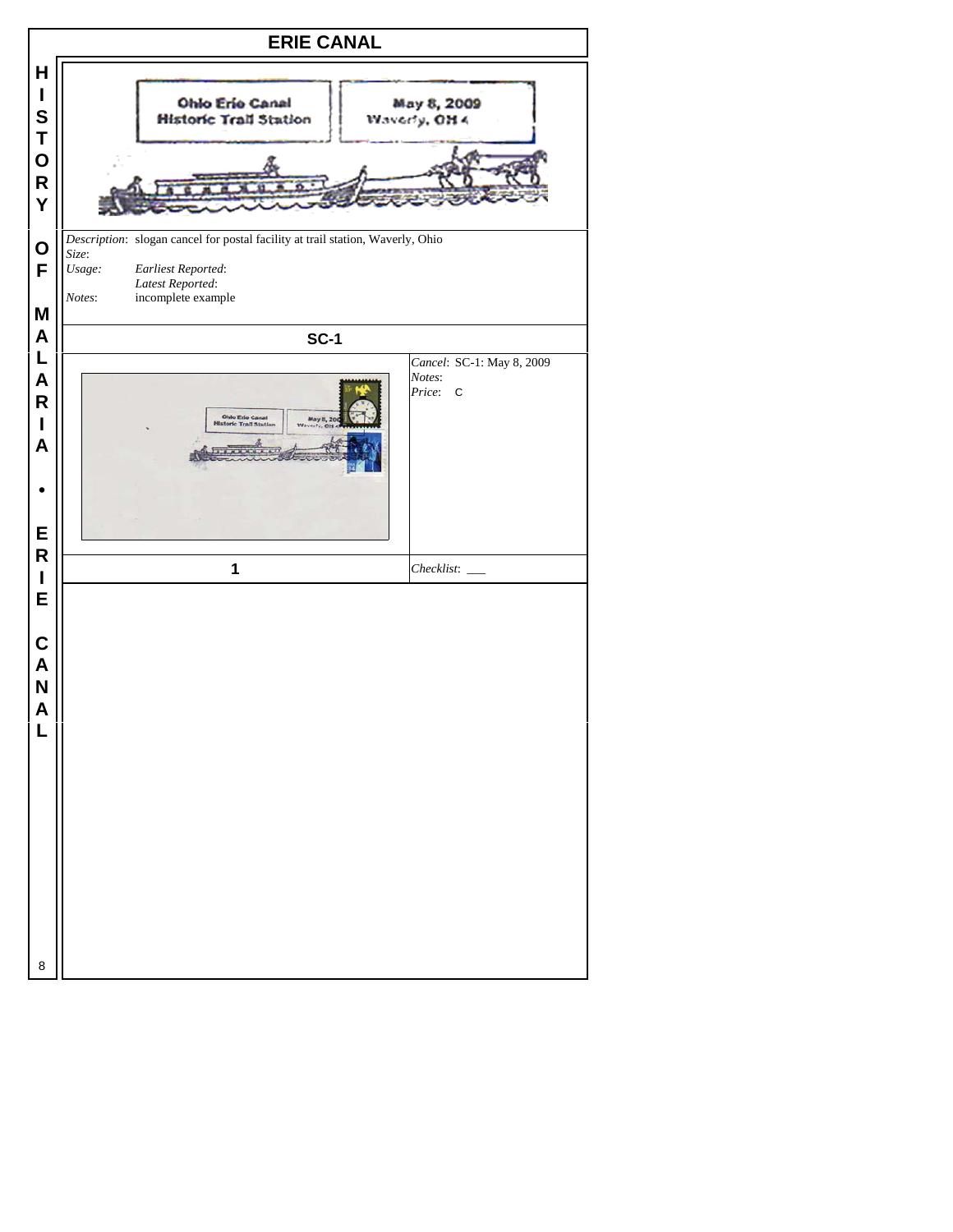# ERIE CANAL

Ohio Erie Canal
Historic Trail Station

May 8, 2009
Waverly, OH 4

*Description*: slogan cancel for postal facility at trail station, Waverly, Ohio
*Size*:
*Usage*: *Earliest Reported*:
*Latest Reported*:
*Notes*: incomplete example

## SC-1

*Cancel*: SC-1: May 8, 2009
*Notes*:
*Price*: C

1

*Checklist*: ___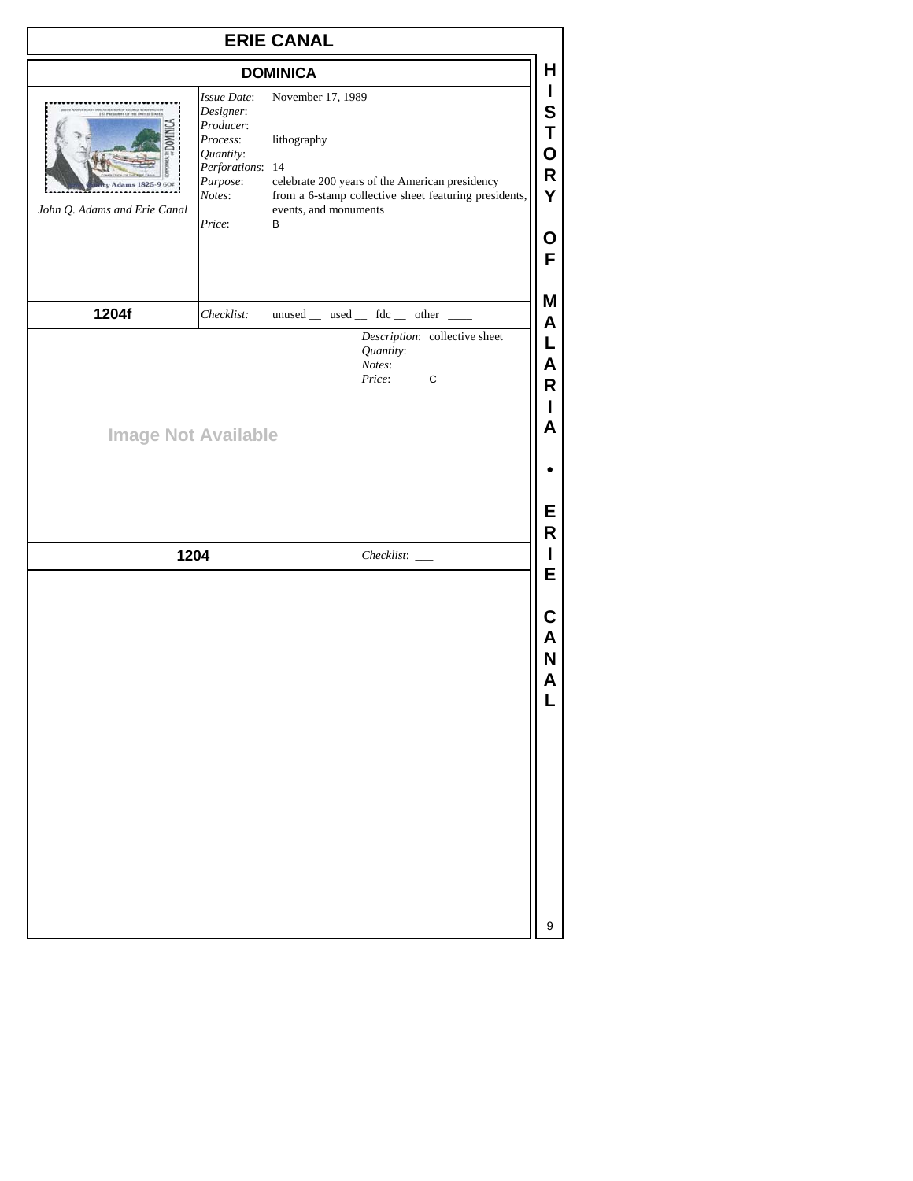# ERIE CANAL

## DOMINICA

John Q. Adams and Erie Canal

*Issue Date*: November 17, 1989
*Designer*:
*Producer*:
*Process*: lithography
*Quantity*:
*Perforations*: 14
*Purpose*: celebrate 200 years of the American presidency
*Notes*: from a 6-stamp collective sheet featuring presidents, events, and monuments
*Price*: B

**1204f** — *Checklist*: unused __ used __ fdc __ other ____

Image Not Available

*Description*: collective sheet
*Quantity*:
*Notes*:
*Price*: C

**1204** — *Checklist*: ___

HISTORY OF MALARIA • ERIE CANAL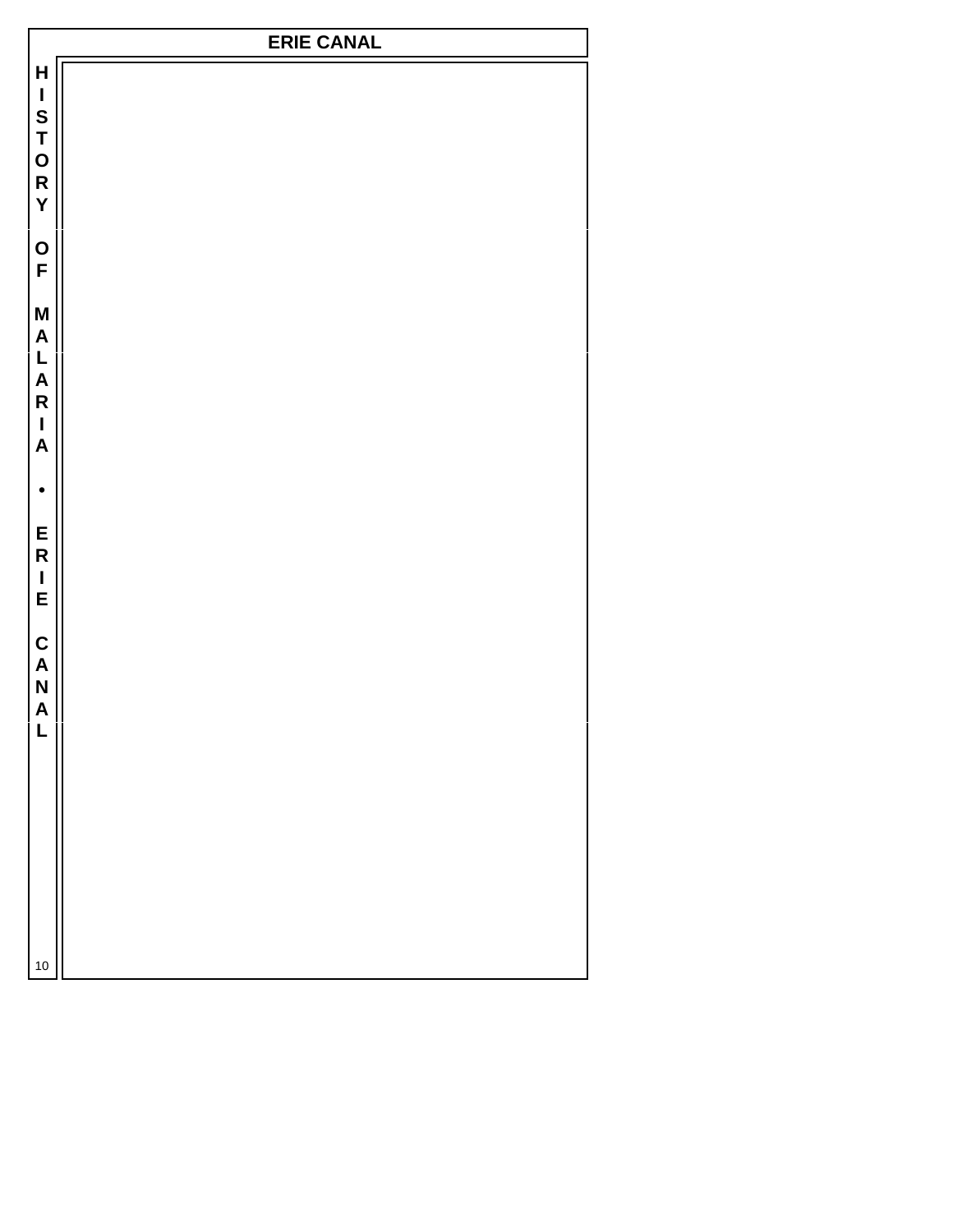# ERIE CANAL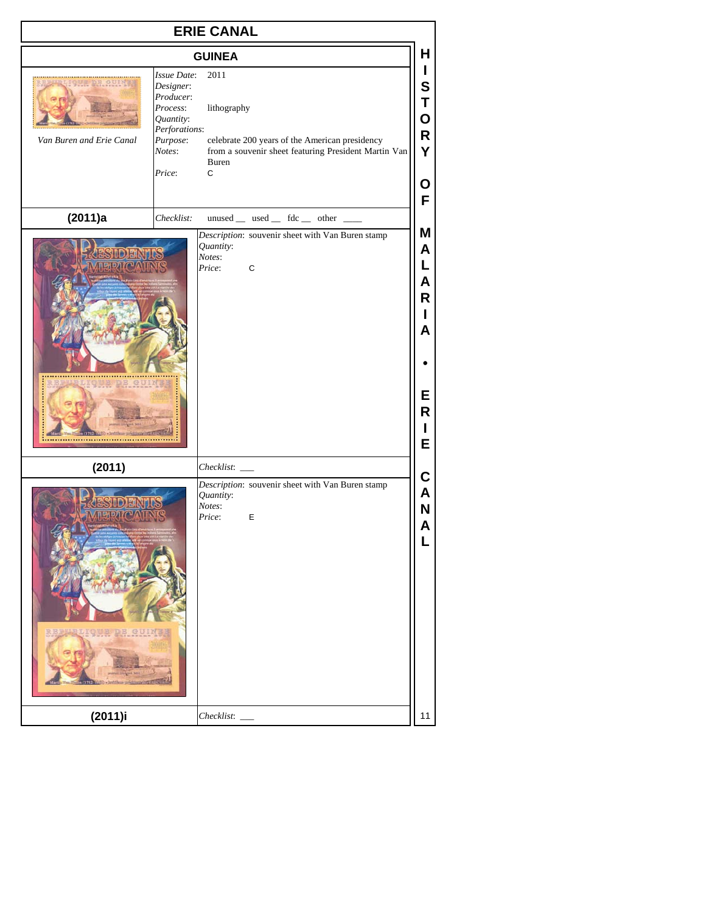# ERIE CANAL

## GUINEA

Van Buren and Erie Canal

*Issue Date*: 2011
*Designer*:
*Producer*:
*Process*: lithography
*Quantity*:
*Perforations*:
*Purpose*: celebrate 200 years of the American presidency
*Notes*: from a souvenir sheet featuring President Martin Van Buren
*Price*: C

**(2011)a** *Checklist:* unused __ used __ fdc __ other ____

*Description*: souvenir sheet with Van Buren stamp
*Quantity*:
*Notes*:
*Price*: C

**(2011)** *Checklist*: ___

*Description*: souvenir sheet with Van Buren stamp
*Quantity*:
*Notes*:
*Price*: E

**(2011)i** *Checklist*: ___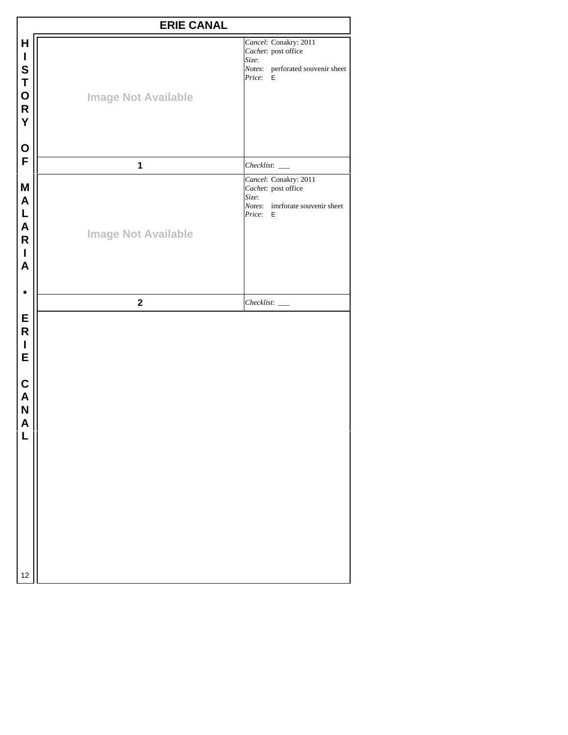# ERIE CANAL

HISTORY OF MALARIA • ERIE CANAL

Image Not Available

*Cancel*: Conakry: 2011
*Cachet*: post office
*Size*:
*Notes*: perforated souvenir sheet
*Price*: E

**1**

*Checklist*: ___

Image Not Available

*Cancel*: Conakry: 2011
*Cachet*: post office
*Size*:
*Notes*: imrforate souvenir sheet
*Price*: E

**2**

*Checklist*: ___